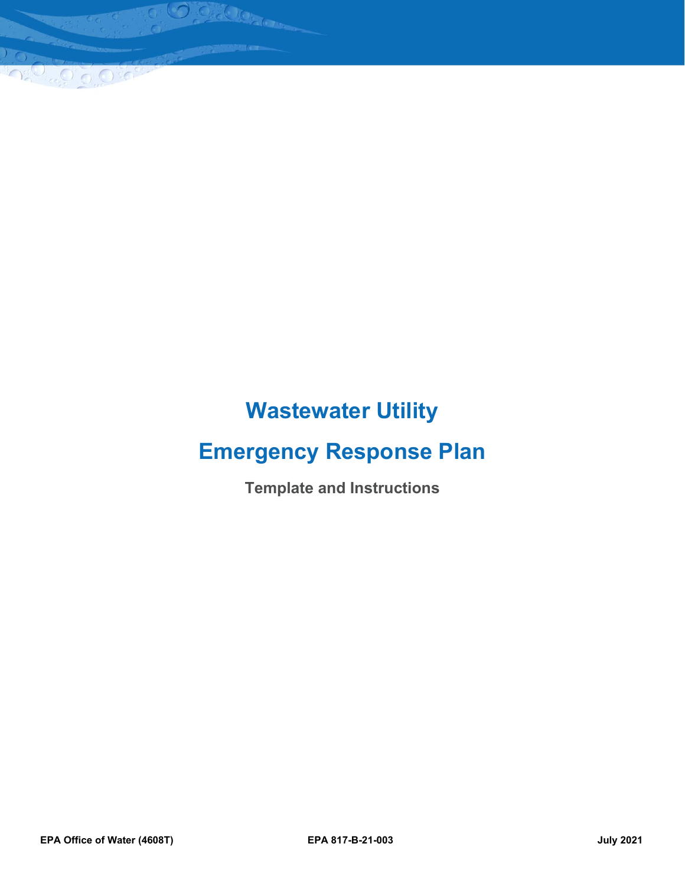# Wastewater Utility

# Emergency Response Plan

## Template and Instructions

EPA Office of Water (4608T) EPA 817-B-21-003 July 2021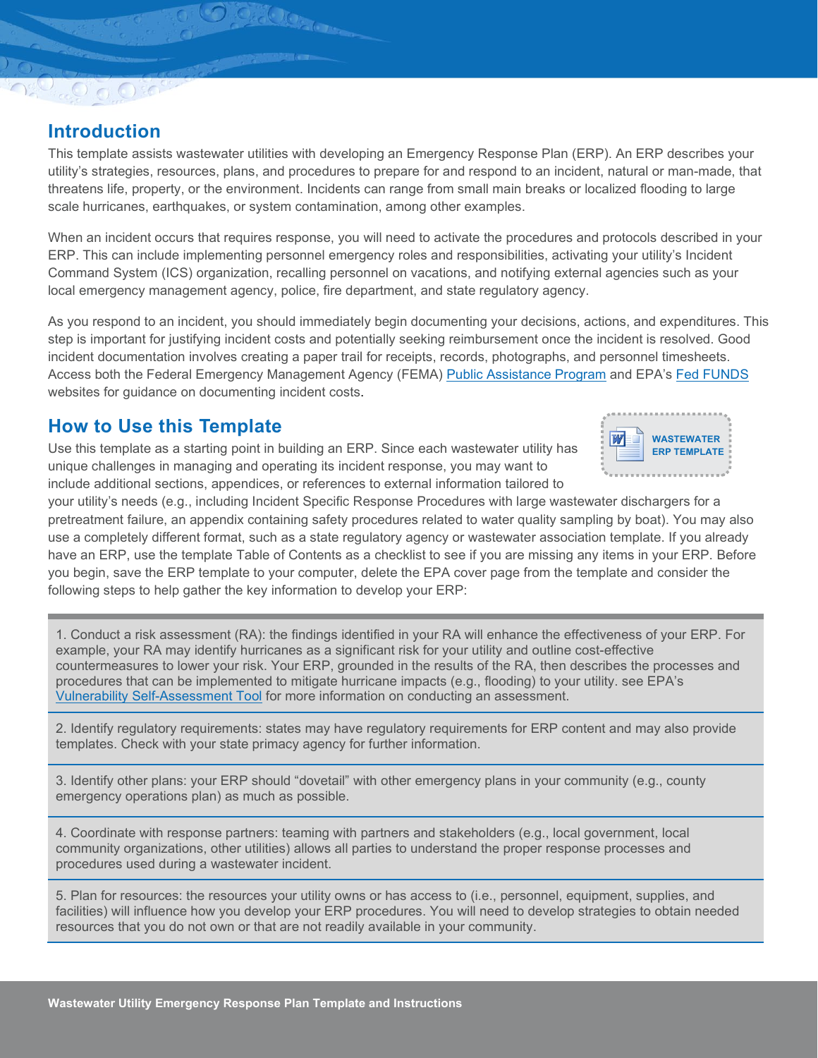## Introduction

This template assists wastewater utilities with developing an Emergency Response Plan (ERP). An ERP describes your utility's strategies, resources, plans, and procedures to prepare for and respond to an incident, natural or man-made, that threatens life, property, or the environment. Incidents can range from small main breaks or localized flooding to large scale hurricanes, earthquakes, or system contamination, among other examples.

When an incident occurs that requires response, you will need to activate the procedures and protocols described in your ERP. This can include implementing personnel emergency roles and responsibilities, activating your utility's Incident Command System (ICS) organization, recalling personnel on vacations, and notifying external agencies such as your local emergency management agency, police, fire department, and state regulatory agency.

As you respond to an incident, you should immediately begin documenting your decisions, actions, and expenditures. This step is important for justifying incident costs and potentially seeking reimbursement once the incident is resolved. Good incident documentation involves creating a paper trail for receipts, records, photographs, and personnel timesheets. Access both the Federal Emergency Management Agency (FEMA) Public Assistance Program and EPA's Fed FUNDS websites for guidance on documenting incident costs.

## How to Use this Template

WASTEWATER ERP TEMPLATE

Use this template as a starting point in building an ERP. Since each wastewater utility has unique challenges in managing and operating its incident response, you may want to include additional sections, appendices, or references to external information tailored to your utility's needs (e.g., including Incident Specific Response Procedures with large wastewater dischargers for a pretreatment failure, an appendix containing safety procedures related to water quality sampling by boat). You may also use a completely different format, such as a state regulatory agency or wastewater association template. If you already have an ERP, use the template Table of Contents as a checklist to see if you are missing any items in your ERP. Before you begin, save the ERP template to your computer, delete the EPA cover page from the template and consider the following steps to help gather the key information to develop your ERP:

1. Conduct a risk assessment (RA): the findings identified in your RA will enhance the effectiveness of your ERP. For example, your RA may identify hurricanes as a significant risk for your utility and outline cost-effective countermeasures to lower your risk. Your ERP, grounded in the results of the RA, then describes the processes and procedures that can be implemented to mitigate hurricane impacts (e.g., flooding) to your utility. see EPA's Vulnerability Self-Assessment Tool for more information on conducting an assessment.

2. Identify regulatory requirements: states may have regulatory requirements for ERP content and may also provide templates. Check with your state primacy agency for further information.

3. Identify other plans: your ERP should "dovetail" with other emergency plans in your community (e.g., county emergency operations plan) as much as possible.

4. Coordinate with response partners: teaming with partners and stakeholders (e.g., local government, local community organizations, other utilities) allows all parties to understand the proper response processes and procedures used during a wastewater incident.

5. Plan for resources: the resources your utility owns or has access to (i.e., personnel, equipment, supplies, and facilities) will influence how you develop your ERP procedures. You will need to develop strategies to obtain needed resources that you do not own or that are not readily available in your community.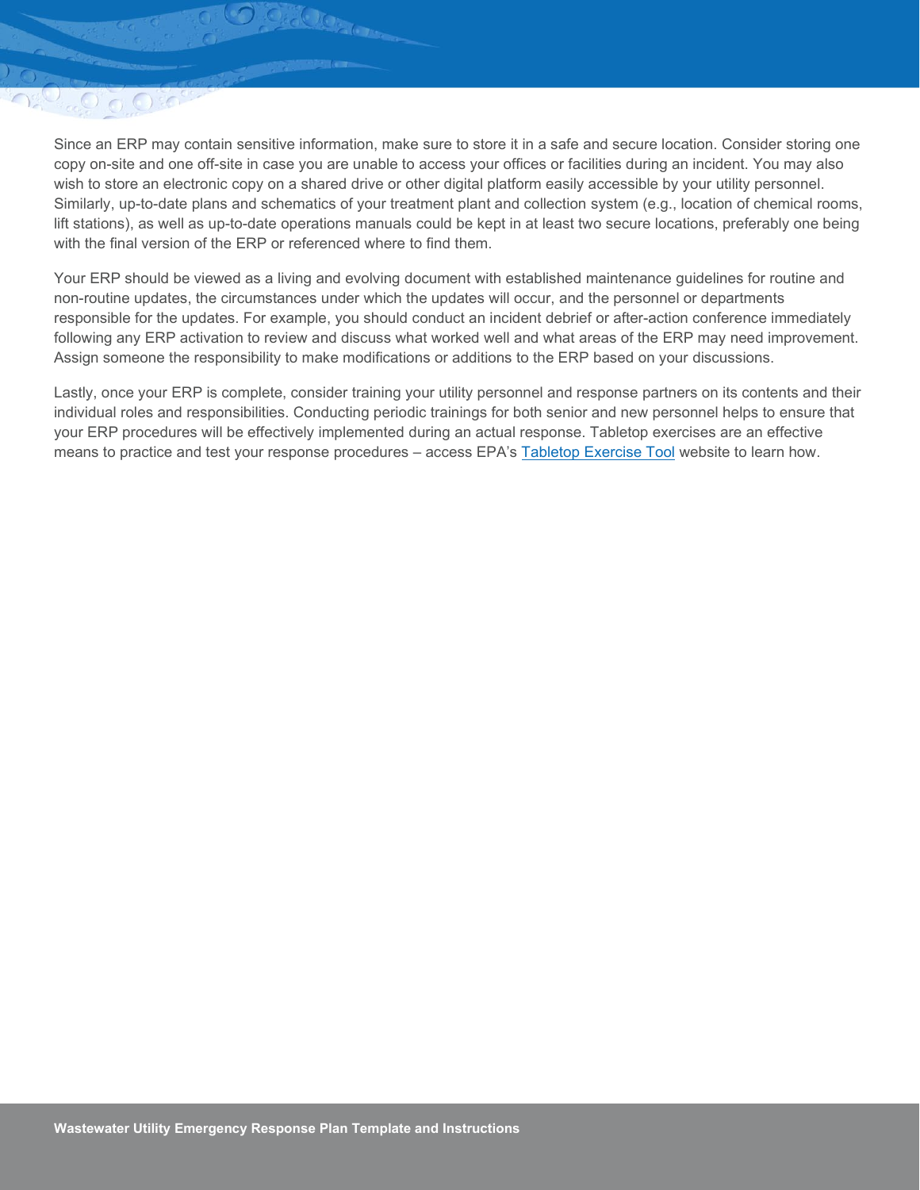Since an ERP may contain sensitive information, make sure to store it in a safe and secure location. Consider storing one copy on-site and one off-site in case you are unable to access your offices or facilities during an incident. You may also wish to store an electronic copy on a shared drive or other digital platform easily accessible by your utility personnel. Similarly, up-to-date plans and schematics of your treatment plant and collection system (e.g., location of chemical rooms, lift stations), as well as up-to-date operations manuals could be kept in at least two secure locations, preferably one being with the final version of the ERP or referenced where to find them.

Your ERP should be viewed as a living and evolving document with established maintenance guidelines for routine and non-routine updates, the circumstances under which the updates will occur, and the personnel or departments responsible for the updates. For example, you should conduct an incident debrief or after-action conference immediately following any ERP activation to review and discuss what worked well and what areas of the ERP may need improvement. Assign someone the responsibility to make modifications or additions to the ERP based on your discussions.

Lastly, once your ERP is complete, consider training your utility personnel and response partners on its contents and their individual roles and responsibilities. Conducting periodic trainings for both senior and new personnel helps to ensure that your ERP procedures will be effectively implemented during an actual response. Tabletop exercises are an effective means to practice and test your response procedures – access EPA's Tabletop Exercise Tool website to learn how.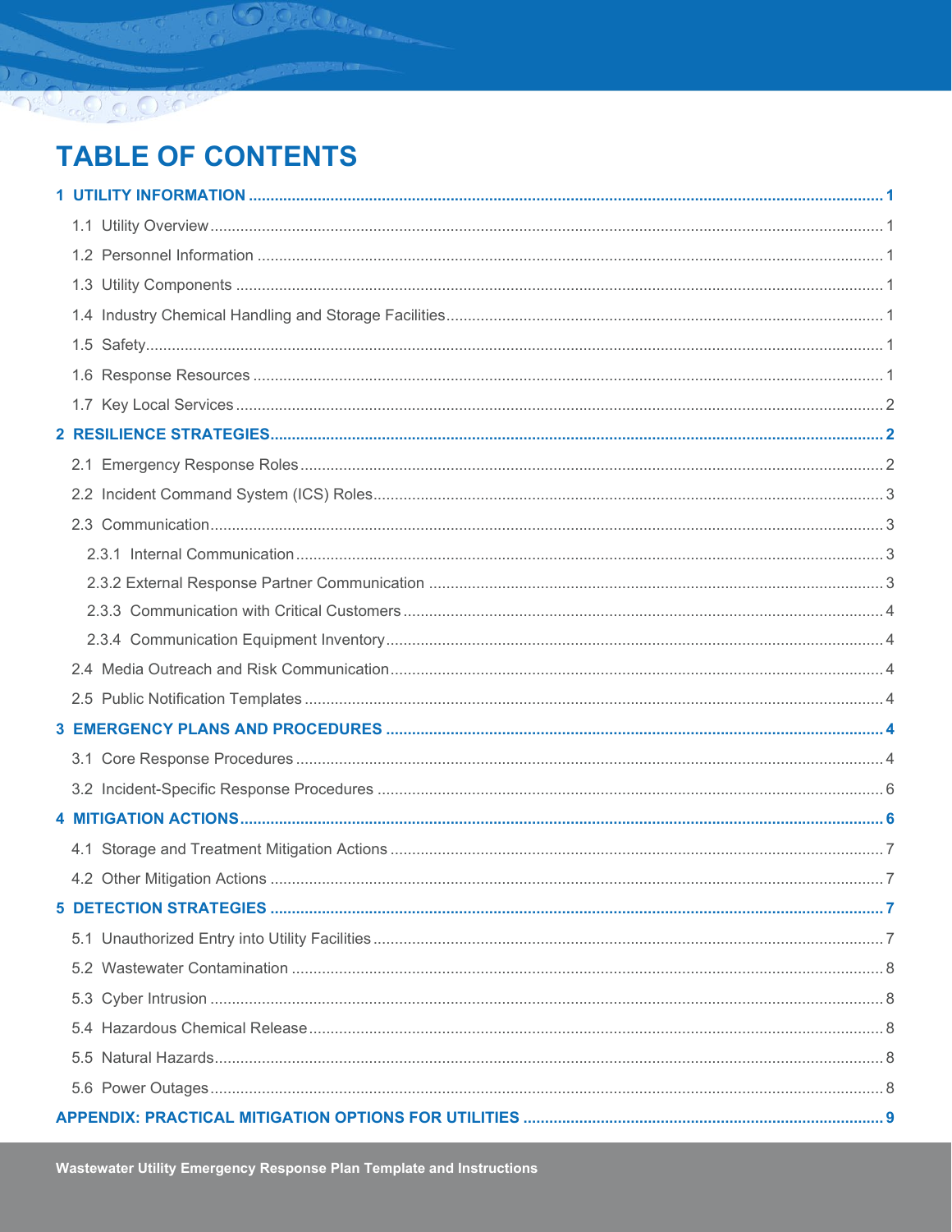# TABLE OF CONTENTS

**1 UTILITY INFORMATION** ..... 1

- 1.1 Utility Overview ..... 1
- 1.2 Personnel Information ..... 1
- 1.3 Utility Components ..... 1
- 1.4 Industry Chemical Handling and Storage Facilities ..... 1
- 1.5 Safety ..... 1
- 1.6 Response Resources ..... 1
- 1.7 Key Local Services ..... 2

**2 RESILIENCE STRATEGIES** ..... 2

- 2.1 Emergency Response Roles ..... 2
- 2.2 Incident Command System (ICS) Roles ..... 3
- 2.3 Communication ..... 3
  - 2.3.1 Internal Communication ..... 3
  - 2.3.2 External Response Partner Communication ..... 3
  - 2.3.3 Communication with Critical Customers ..... 4
  - 2.3.4 Communication Equipment Inventory ..... 4
- 2.4 Media Outreach and Risk Communication ..... 4
- 2.5 Public Notification Templates ..... 4

**3 EMERGENCY PLANS AND PROCEDURES** ..... 4

- 3.1 Core Response Procedures ..... 4
- 3.2 Incident-Specific Response Procedures ..... 6

**4 MITIGATION ACTIONS** ..... 6

- 4.1 Storage and Treatment Mitigation Actions ..... 7
- 4.2 Other Mitigation Actions ..... 7

**5 DETECTION STRATEGIES** ..... 7

- 5.1 Unauthorized Entry into Utility Facilities ..... 7
- 5.2 Wastewater Contamination ..... 8
- 5.3 Cyber Intrusion ..... 8
- 5.4 Hazardous Chemical Release ..... 8
- 5.5 Natural Hazards ..... 8
- 5.6 Power Outages ..... 8

**APPENDIX: PRACTICAL MITIGATION OPTIONS FOR UTILITIES** ..... 9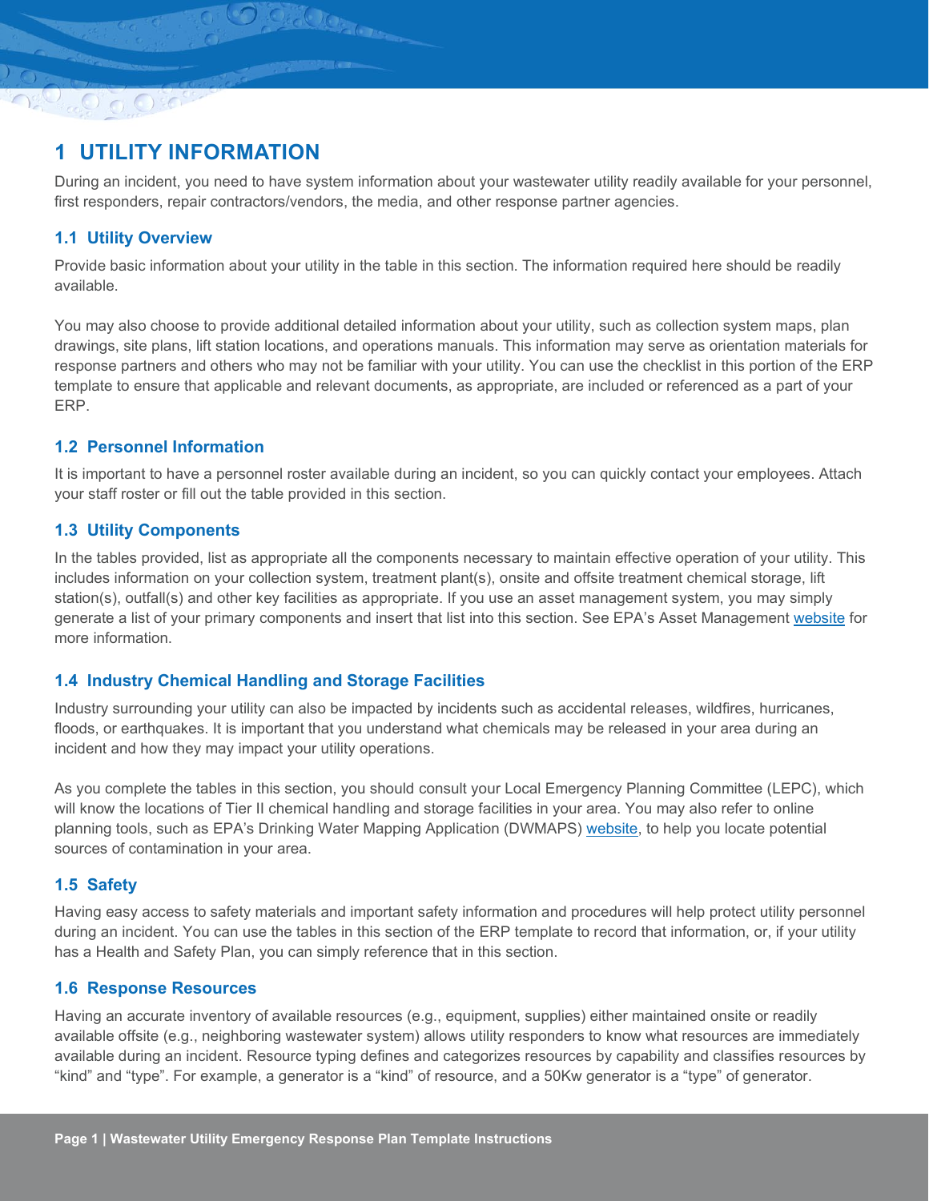# 1 UTILITY INFORMATION

During an incident, you need to have system information about your wastewater utility readily available for your personnel, first responders, repair contractors/vendors, the media, and other response partner agencies.

## 1.1 Utility Overview

Provide basic information about your utility in the table in this section. The information required here should be readily available.

You may also choose to provide additional detailed information about your utility, such as collection system maps, plan drawings, site plans, lift station locations, and operations manuals. This information may serve as orientation materials for response partners and others who may not be familiar with your utility. You can use the checklist in this portion of the ERP template to ensure that applicable and relevant documents, as appropriate, are included or referenced as a part of your ERP.

## 1.2 Personnel Information

It is important to have a personnel roster available during an incident, so you can quickly contact your employees. Attach your staff roster or fill out the table provided in this section.

## 1.3 Utility Components

In the tables provided, list as appropriate all the components necessary to maintain effective operation of your utility. This includes information on your collection system, treatment plant(s), onsite and offsite treatment chemical storage, lift station(s), outfall(s) and other key facilities as appropriate. If you use an asset management system, you may simply generate a list of your primary components and insert that list into this section. See EPA's Asset Management website for more information.

## 1.4 Industry Chemical Handling and Storage Facilities

Industry surrounding your utility can also be impacted by incidents such as accidental releases, wildfires, hurricanes, floods, or earthquakes. It is important that you understand what chemicals may be released in your area during an incident and how they may impact your utility operations.

As you complete the tables in this section, you should consult your Local Emergency Planning Committee (LEPC), which will know the locations of Tier II chemical handling and storage facilities in your area. You may also refer to online planning tools, such as EPA's Drinking Water Mapping Application (DWMAPS) website, to help you locate potential sources of contamination in your area.

## 1.5 Safety

Having easy access to safety materials and important safety information and procedures will help protect utility personnel during an incident. You can use the tables in this section of the ERP template to record that information, or, if your utility has a Health and Safety Plan, you can simply reference that in this section.

## 1.6 Response Resources

Having an accurate inventory of available resources (e.g., equipment, supplies) either maintained onsite or readily available offsite (e.g., neighboring wastewater system) allows utility responders to know what resources are immediately available during an incident. Resource typing defines and categorizes resources by capability and classifies resources by "kind" and "type". For example, a generator is a "kind" of resource, and a 50Kw generator is a "type" of generator.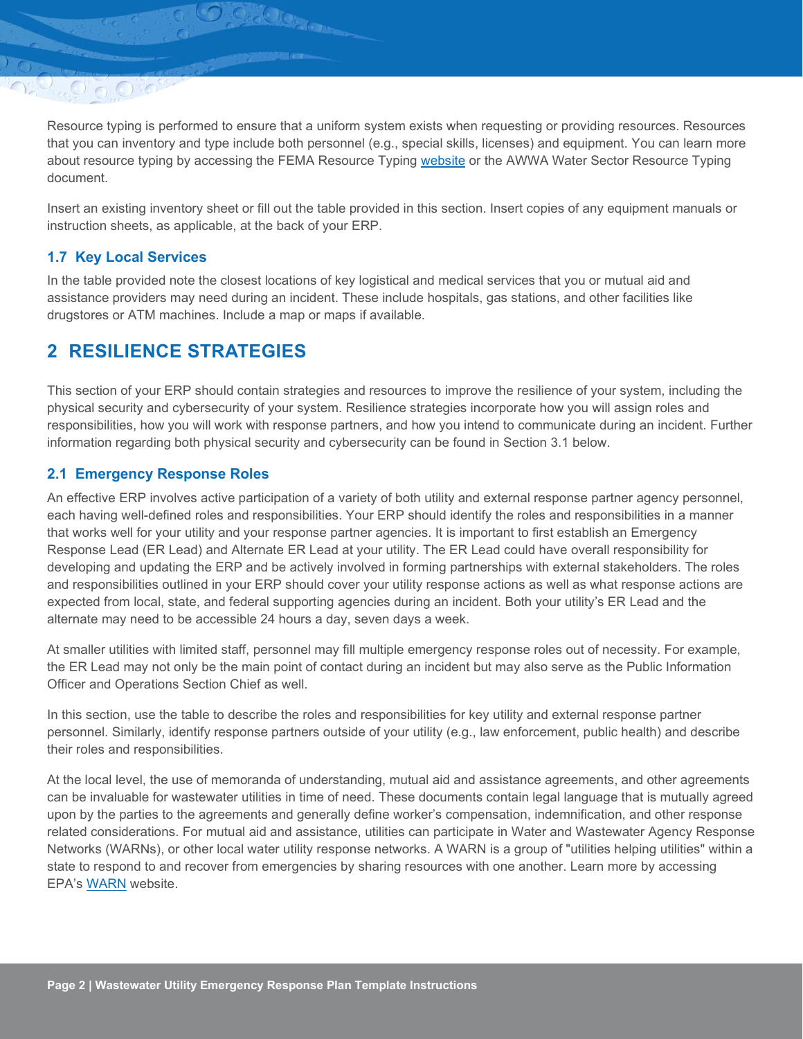Resource typing is performed to ensure that a uniform system exists when requesting or providing resources. Resources that you can inventory and type include both personnel (e.g., special skills, licenses) and equipment. You can learn more about resource typing by accessing the FEMA Resource Typing website or the AWWA Water Sector Resource Typing document.

Insert an existing inventory sheet or fill out the table provided in this section. Insert copies of any equipment manuals or instruction sheets, as applicable, at the back of your ERP.

### 1.7 Key Local Services

In the table provided note the closest locations of key logistical and medical services that you or mutual aid and assistance providers may need during an incident. These include hospitals, gas stations, and other facilities like drugstores or ATM machines. Include a map or maps if available.

## 2 RESILIENCE STRATEGIES

This section of your ERP should contain strategies and resources to improve the resilience of your system, including the physical security and cybersecurity of your system. Resilience strategies incorporate how you will assign roles and responsibilities, how you will work with response partners, and how you intend to communicate during an incident. Further information regarding both physical security and cybersecurity can be found in Section 3.1 below.

### 2.1 Emergency Response Roles

An effective ERP involves active participation of a variety of both utility and external response partner agency personnel, each having well-defined roles and responsibilities. Your ERP should identify the roles and responsibilities in a manner that works well for your utility and your response partner agencies. It is important to first establish an Emergency Response Lead (ER Lead) and Alternate ER Lead at your utility. The ER Lead could have overall responsibility for developing and updating the ERP and be actively involved in forming partnerships with external stakeholders. The roles and responsibilities outlined in your ERP should cover your utility response actions as well as what response actions are expected from local, state, and federal supporting agencies during an incident. Both your utility's ER Lead and the alternate may need to be accessible 24 hours a day, seven days a week.

At smaller utilities with limited staff, personnel may fill multiple emergency response roles out of necessity. For example, the ER Lead may not only be the main point of contact during an incident but may also serve as the Public Information Officer and Operations Section Chief as well.

In this section, use the table to describe the roles and responsibilities for key utility and external response partner personnel. Similarly, identify response partners outside of your utility (e.g., law enforcement, public health) and describe their roles and responsibilities.

At the local level, the use of memoranda of understanding, mutual aid and assistance agreements, and other agreements can be invaluable for wastewater utilities in time of need. These documents contain legal language that is mutually agreed upon by the parties to the agreements and generally define worker's compensation, indemnification, and other response related considerations. For mutual aid and assistance, utilities can participate in Water and Wastewater Agency Response Networks (WARNs), or other local water utility response networks. A WARN is a group of "utilities helping utilities" within a state to respond to and recover from emergencies by sharing resources with one another. Learn more by accessing EPA's WARN website.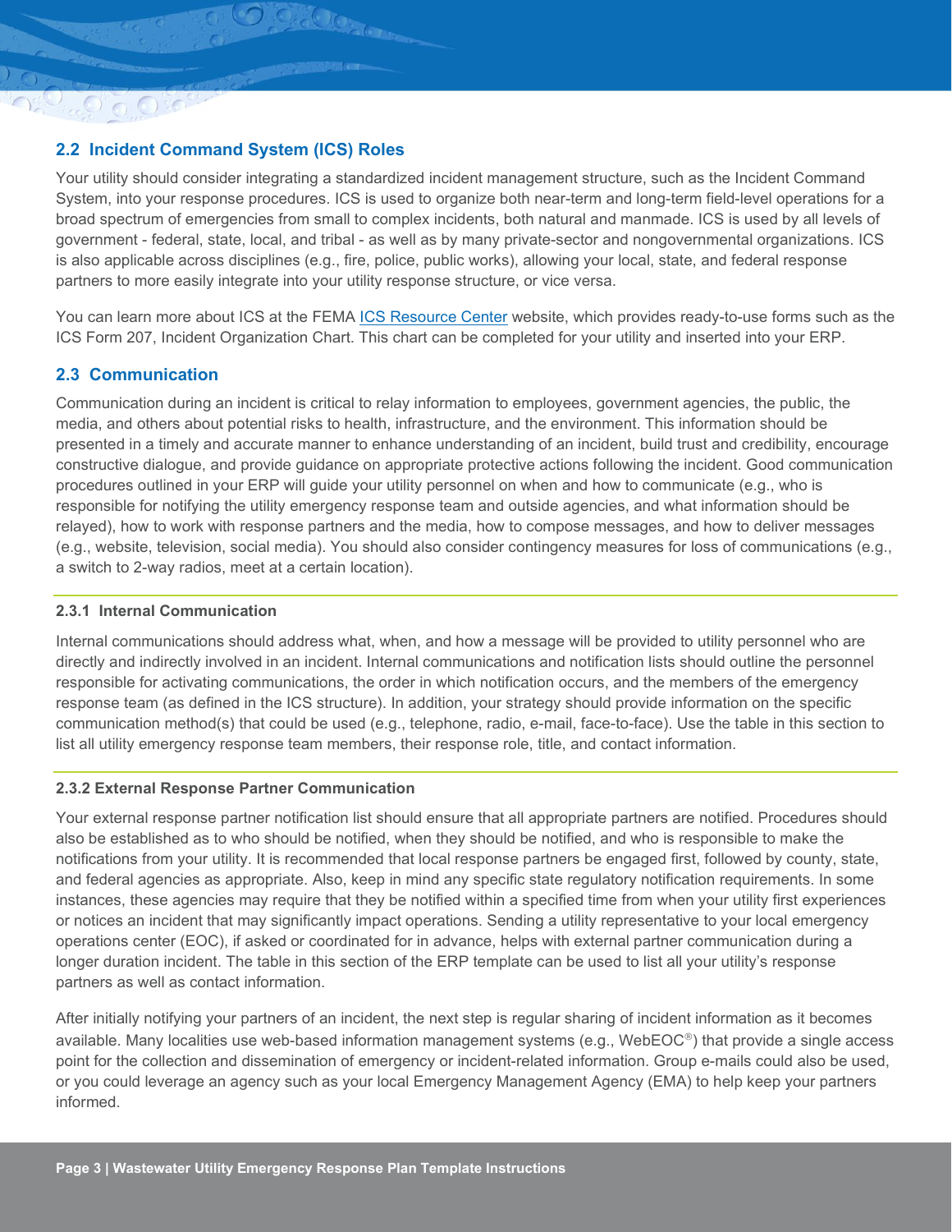## 2.2 Incident Command System (ICS) Roles

Your utility should consider integrating a standardized incident management structure, such as the Incident Command System, into your response procedures. ICS is used to organize both near-term and long-term field-level operations for a broad spectrum of emergencies from small to complex incidents, both natural and manmade. ICS is used by all levels of government - federal, state, local, and tribal - as well as by many private-sector and nongovernmental organizations. ICS is also applicable across disciplines (e.g., fire, police, public works), allowing your local, state, and federal response partners to more easily integrate into your utility response structure, or vice versa.

You can learn more about ICS at the FEMA ICS Resource Center website, which provides ready-to-use forms such as the ICS Form 207, Incident Organization Chart. This chart can be completed for your utility and inserted into your ERP.

## 2.3 Communication

Communication during an incident is critical to relay information to employees, government agencies, the public, the media, and others about potential risks to health, infrastructure, and the environment. This information should be presented in a timely and accurate manner to enhance understanding of an incident, build trust and credibility, encourage constructive dialogue, and provide guidance on appropriate protective actions following the incident. Good communication procedures outlined in your ERP will guide your utility personnel on when and how to communicate (e.g., who is responsible for notifying the utility emergency response team and outside agencies, and what information should be relayed), how to work with response partners and the media, how to compose messages, and how to deliver messages (e.g., website, television, social media). You should also consider contingency measures for loss of communications (e.g., a switch to 2-way radios, meet at a certain location).

### 2.3.1 Internal Communication

Internal communications should address what, when, and how a message will be provided to utility personnel who are directly and indirectly involved in an incident. Internal communications and notification lists should outline the personnel responsible for activating communications, the order in which notification occurs, and the members of the emergency response team (as defined in the ICS structure). In addition, your strategy should provide information on the specific communication method(s) that could be used (e.g., telephone, radio, e-mail, face-to-face). Use the table in this section to list all utility emergency response team members, their response role, title, and contact information.

### 2.3.2 External Response Partner Communication

Your external response partner notification list should ensure that all appropriate partners are notified. Procedures should also be established as to who should be notified, when they should be notified, and who is responsible to make the notifications from your utility. It is recommended that local response partners be engaged first, followed by county, state, and federal agencies as appropriate. Also, keep in mind any specific state regulatory notification requirements. In some instances, these agencies may require that they be notified within a specified time from when your utility first experiences or notices an incident that may significantly impact operations. Sending a utility representative to your local emergency operations center (EOC), if asked or coordinated for in advance, helps with external partner communication during a longer duration incident. The table in this section of the ERP template can be used to list all your utility's response partners as well as contact information.

After initially notifying your partners of an incident, the next step is regular sharing of incident information as it becomes available. Many localities use web-based information management systems (e.g., WebEOC®) that provide a single access point for the collection and dissemination of emergency or incident-related information. Group e-mails could also be used, or you could leverage an agency such as your local Emergency Management Agency (EMA) to help keep your partners informed.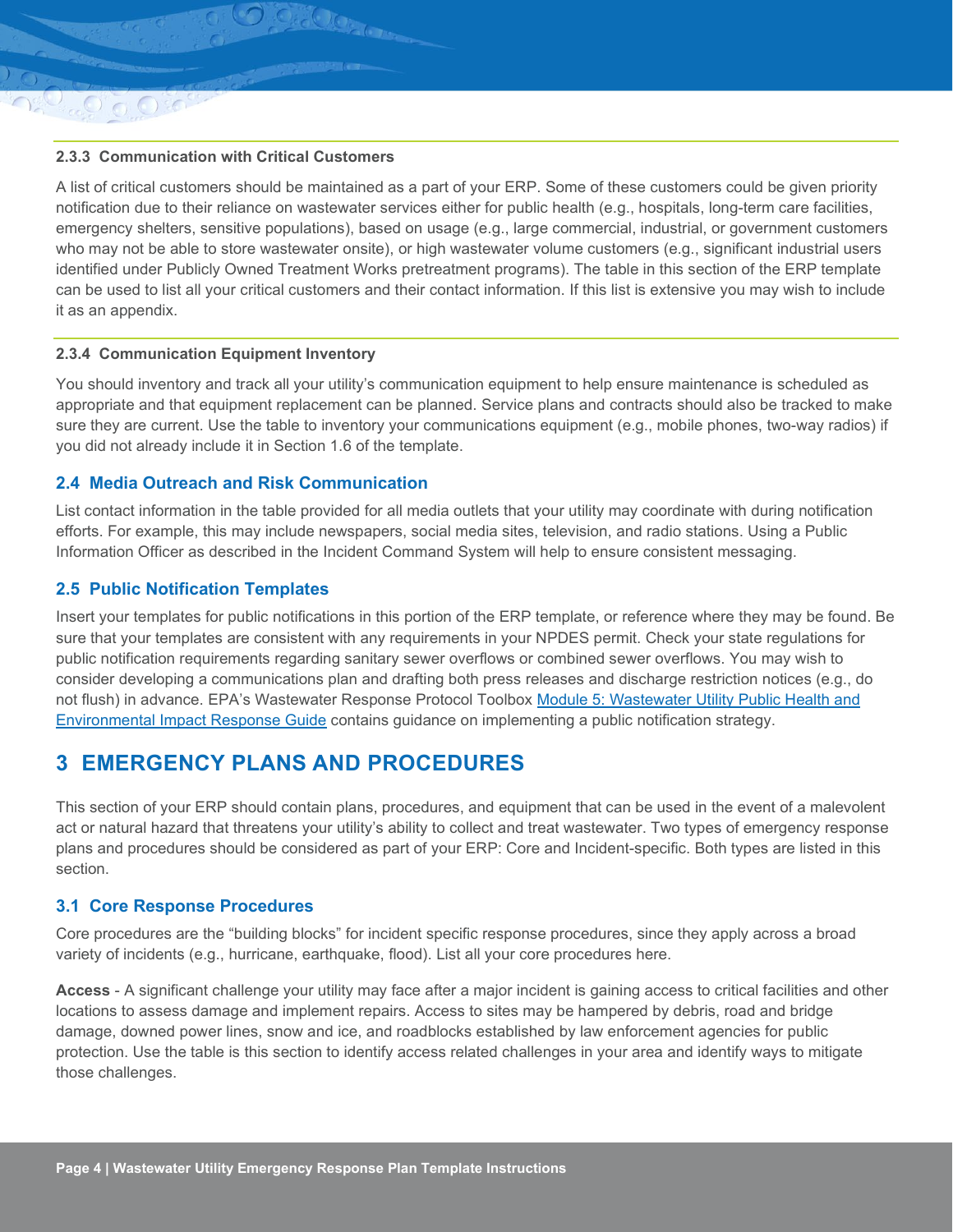#### 2.3.3 Communication with Critical Customers

A list of critical customers should be maintained as a part of your ERP. Some of these customers could be given priority notification due to their reliance on wastewater services either for public health (e.g., hospitals, long-term care facilities, emergency shelters, sensitive populations), based on usage (e.g., large commercial, industrial, or government customers who may not be able to store wastewater onsite), or high wastewater volume customers (e.g., significant industrial users identified under Publicly Owned Treatment Works pretreatment programs). The table in this section of the ERP template can be used to list all your critical customers and their contact information. If this list is extensive you may wish to include it as an appendix.

#### 2.3.4 Communication Equipment Inventory

You should inventory and track all your utility's communication equipment to help ensure maintenance is scheduled as appropriate and that equipment replacement can be planned. Service plans and contracts should also be tracked to make sure they are current. Use the table to inventory your communications equipment (e.g., mobile phones, two-way radios) if you did not already include it in Section 1.6 of the template.

### 2.4 Media Outreach and Risk Communication

List contact information in the table provided for all media outlets that your utility may coordinate with during notification efforts. For example, this may include newspapers, social media sites, television, and radio stations. Using a Public Information Officer as described in the Incident Command System will help to ensure consistent messaging.

### 2.5 Public Notification Templates

Insert your templates for public notifications in this portion of the ERP template, or reference where they may be found. Be sure that your templates are consistent with any requirements in your NPDES permit. Check your state regulations for public notification requirements regarding sanitary sewer overflows or combined sewer overflows. You may wish to consider developing a communications plan and drafting both press releases and discharge restriction notices (e.g., do not flush) in advance. EPA's Wastewater Response Protocol Toolbox Module 5: Wastewater Utility Public Health and Environmental Impact Response Guide contains guidance on implementing a public notification strategy.

## 3 EMERGENCY PLANS AND PROCEDURES

This section of your ERP should contain plans, procedures, and equipment that can be used in the event of a malevolent act or natural hazard that threatens your utility's ability to collect and treat wastewater. Two types of emergency response plans and procedures should be considered as part of your ERP: Core and Incident-specific. Both types are listed in this section.

### 3.1 Core Response Procedures

Core procedures are the "building blocks" for incident specific response procedures, since they apply across a broad variety of incidents (e.g., hurricane, earthquake, flood). List all your core procedures here.

**Access** - A significant challenge your utility may face after a major incident is gaining access to critical facilities and other locations to assess damage and implement repairs. Access to sites may be hampered by debris, road and bridge damage, downed power lines, snow and ice, and roadblocks established by law enforcement agencies for public protection. Use the table is this section to identify access related challenges in your area and identify ways to mitigate those challenges.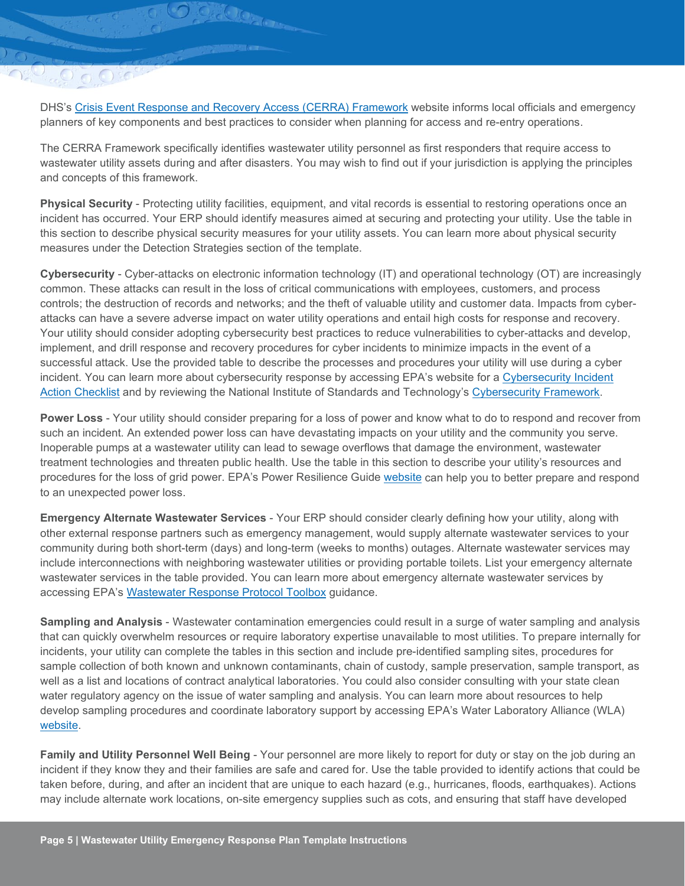DHS's [Crisis Event Response and Recovery Access (CERRA) Framework](#) website informs local officials and emergency planners of key components and best practices to consider when planning for access and re-entry operations.

The CERRA Framework specifically identifies wastewater utility personnel as first responders that require access to wastewater utility assets during and after disasters. You may wish to find out if your jurisdiction is applying the principles and concepts of this framework.

**Physical Security** - Protecting utility facilities, equipment, and vital records is essential to restoring operations once an incident has occurred. Your ERP should identify measures aimed at securing and protecting your utility. Use the table in this section to describe physical security measures for your utility assets. You can learn more about physical security measures under the Detection Strategies section of the template.

**Cybersecurity** - Cyber-attacks on electronic information technology (IT) and operational technology (OT) are increasingly common. These attacks can result in the loss of critical communications with employees, customers, and process controls; the destruction of records and networks; and the theft of valuable utility and customer data. Impacts from cyber-attacks can have a severe adverse impact on water utility operations and entail high costs for response and recovery. Your utility should consider adopting cybersecurity best practices to reduce vulnerabilities to cyber-attacks and develop, implement, and drill response and recovery procedures for cyber incidents to minimize impacts in the event of a successful attack. Use the provided table to describe the processes and procedures your utility will use during a cyber incident. You can learn more about cybersecurity response by accessing EPA's website for a Cybersecurity Incident Action Checklist and by reviewing the National Institute of Standards and Technology's Cybersecurity Framework.

**Power Loss** - Your utility should consider preparing for a loss of power and know what to do to respond and recover from such an incident. An extended power loss can have devastating impacts on your utility and the community you serve. Inoperable pumps at a wastewater utility can lead to sewage overflows that damage the environment, wastewater treatment technologies and threaten public health. Use the table in this section to describe your utility's resources and procedures for the loss of grid power. EPA's Power Resilience Guide website can help you to better prepare and respond to an unexpected power loss.

**Emergency Alternate Wastewater Services** - Your ERP should consider clearly defining how your utility, along with other external response partners such as emergency management, would supply alternate wastewater services to your community during both short-term (days) and long-term (weeks to months) outages. Alternate wastewater services may include interconnections with neighboring wastewater utilities or providing portable toilets. List your emergency alternate wastewater services in the table provided. You can learn more about emergency alternate wastewater services by accessing EPA's Wastewater Response Protocol Toolbox guidance.

**Sampling and Analysis** - Wastewater contamination emergencies could result in a surge of water sampling and analysis that can quickly overwhelm resources or require laboratory expertise unavailable to most utilities. To prepare internally for incidents, your utility can complete the tables in this section and include pre-identified sampling sites, procedures for sample collection of both known and unknown contaminants, chain of custody, sample preservation, sample transport, as well as a list and locations of contract analytical laboratories. You could also consider consulting with your state clean water regulatory agency on the issue of water sampling and analysis. You can learn more about resources to help develop sampling procedures and coordinate laboratory support by accessing EPA's Water Laboratory Alliance (WLA) website.

**Family and Utility Personnel Well Being** - Your personnel are more likely to report for duty or stay on the job during an incident if they know they and their families are safe and cared for. Use the table provided to identify actions that could be taken before, during, and after an incident that are unique to each hazard (e.g., hurricanes, floods, earthquakes). Actions may include alternate work locations, on-site emergency supplies such as cots, and ensuring that staff have developed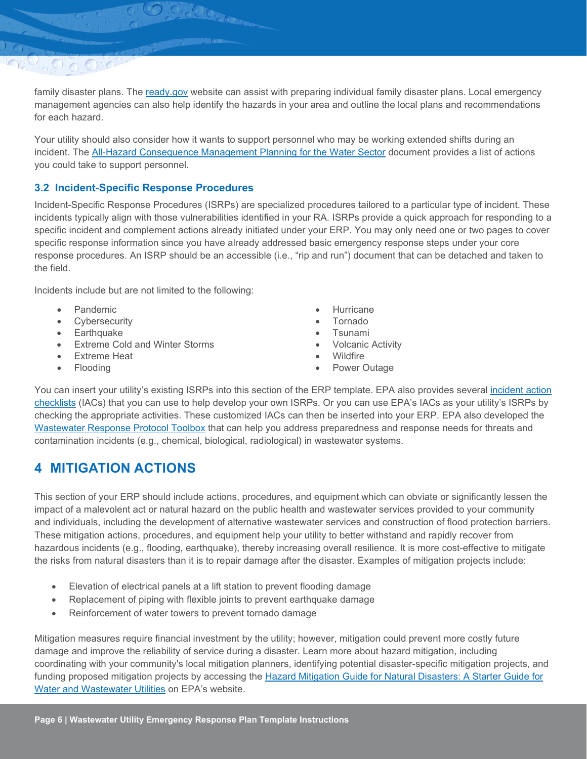family disaster plans. The ready.gov website can assist with preparing individual family disaster plans. Local emergency management agencies can also help identify the hazards in your area and outline the local plans and recommendations for each hazard.

Your utility should also consider how it wants to support personnel who may be working extended shifts during an incident. The All-Hazard Consequence Management Planning for the Water Sector document provides a list of actions you could take to support personnel.

### 3.2 Incident-Specific Response Procedures

Incident-Specific Response Procedures (ISRPs) are specialized procedures tailored to a particular type of incident. These incidents typically align with those vulnerabilities identified in your RA. ISRPs provide a quick approach for responding to a specific incident and complement actions already initiated under your ERP. You may only need one or two pages to cover specific response information since you have already addressed basic emergency response steps under your core response procedures. An ISRP should be an accessible (i.e., "rip and run") document that can be detached and taken to the field.

Incidents include but are not limited to the following:

- Pandemic
- Cybersecurity
- Earthquake
- Extreme Cold and Winter Storms
- Extreme Heat
- Flooding
- Hurricane
- Tornado
- Tsunami
- Volcanic Activity
- Wildfire
- Power Outage

You can insert your utility's existing ISRPs into this section of the ERP template. EPA also provides several incident action checklists (IACs) that you can use to help develop your own ISRPs. Or you can use EPA's IACs as your utility's ISRPs by checking the appropriate activities. These customized IACs can then be inserted into your ERP. EPA also developed the Wastewater Response Protocol Toolbox that can help you address preparedness and response needs for threats and contamination incidents (e.g., chemical, biological, radiological) in wastewater systems.

## 4 MITIGATION ACTIONS

This section of your ERP should include actions, procedures, and equipment which can obviate or significantly lessen the impact of a malevolent act or natural hazard on the public health and wastewater services provided to your community and individuals, including the development of alternative wastewater services and construction of flood protection barriers. These mitigation actions, procedures, and equipment help your utility to better withstand and rapidly recover from hazardous incidents (e.g., flooding, earthquake), thereby increasing overall resilience. It is more cost-effective to mitigate the risks from natural disasters than it is to repair damage after the disaster. Examples of mitigation projects include:

- Elevation of electrical panels at a lift station to prevent flooding damage
- Replacement of piping with flexible joints to prevent earthquake damage
- Reinforcement of water towers to prevent tornado damage

Mitigation measures require financial investment by the utility; however, mitigation could prevent more costly future damage and improve the reliability of service during a disaster. Learn more about hazard mitigation, including coordinating with your community's local mitigation planners, identifying potential disaster-specific mitigation projects, and funding proposed mitigation projects by accessing the Hazard Mitigation Guide for Natural Disasters: A Starter Guide for Water and Wastewater Utilities on EPA's website.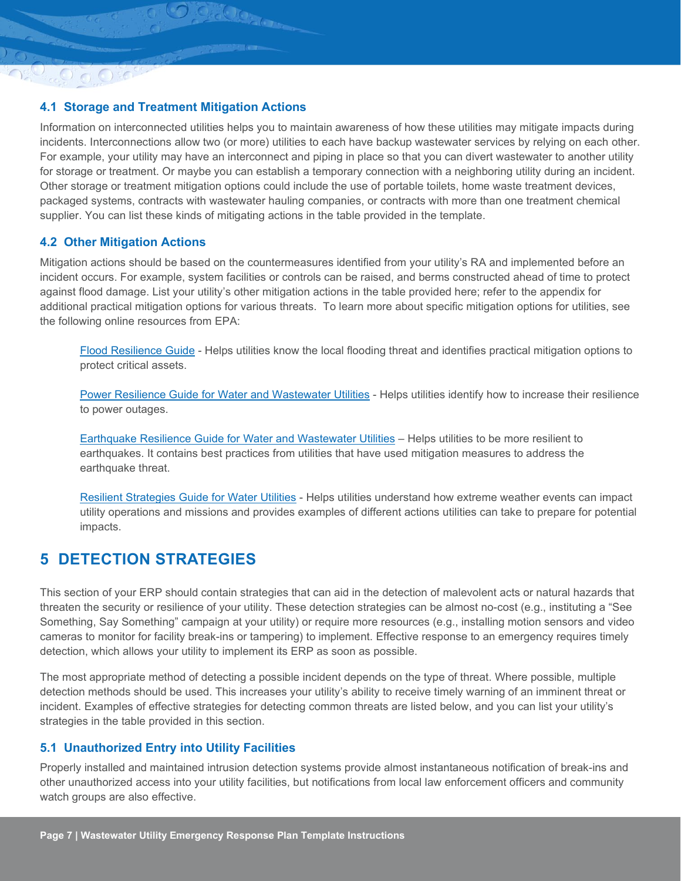### 4.1 Storage and Treatment Mitigation Actions

Information on interconnected utilities helps you to maintain awareness of how these utilities may mitigate impacts during incidents. Interconnections allow two (or more) utilities to each have backup wastewater services by relying on each other. For example, your utility may have an interconnect and piping in place so that you can divert wastewater to another utility for storage or treatment. Or maybe you can establish a temporary connection with a neighboring utility during an incident. Other storage or treatment mitigation options could include the use of portable toilets, home waste treatment devices, packaged systems, contracts with wastewater hauling companies, or contracts with more than one treatment chemical supplier. You can list these kinds of mitigating actions in the table provided in the template.

### 4.2 Other Mitigation Actions

Mitigation actions should be based on the countermeasures identified from your utility's RA and implemented before an incident occurs. For example, system facilities or controls can be raised, and berms constructed ahead of time to protect against flood damage. List your utility's other mitigation actions in the table provided here; refer to the appendix for additional practical mitigation options for various threats. To learn more about specific mitigation options for utilities, see the following online resources from EPA:

Flood Resilience Guide - Helps utilities know the local flooding threat and identifies practical mitigation options to protect critical assets.

Power Resilience Guide for Water and Wastewater Utilities - Helps utilities identify how to increase their resilience to power outages.

Earthquake Resilience Guide for Water and Wastewater Utilities – Helps utilities to be more resilient to earthquakes. It contains best practices from utilities that have used mitigation measures to address the earthquake threat.

Resilient Strategies Guide for Water Utilities - Helps utilities understand how extreme weather events can impact utility operations and missions and provides examples of different actions utilities can take to prepare for potential impacts.

## 5 DETECTION STRATEGIES

This section of your ERP should contain strategies that can aid in the detection of malevolent acts or natural hazards that threaten the security or resilience of your utility. These detection strategies can be almost no-cost (e.g., instituting a "See Something, Say Something" campaign at your utility) or require more resources (e.g., installing motion sensors and video cameras to monitor for facility break-ins or tampering) to implement. Effective response to an emergency requires timely detection, which allows your utility to implement its ERP as soon as possible.

The most appropriate method of detecting a possible incident depends on the type of threat. Where possible, multiple detection methods should be used. This increases your utility's ability to receive timely warning of an imminent threat or incident. Examples of effective strategies for detecting common threats are listed below, and you can list your utility's strategies in the table provided in this section.

### 5.1 Unauthorized Entry into Utility Facilities

Properly installed and maintained intrusion detection systems provide almost instantaneous notification of break-ins and other unauthorized access into your utility facilities, but notifications from local law enforcement officers and community watch groups are also effective.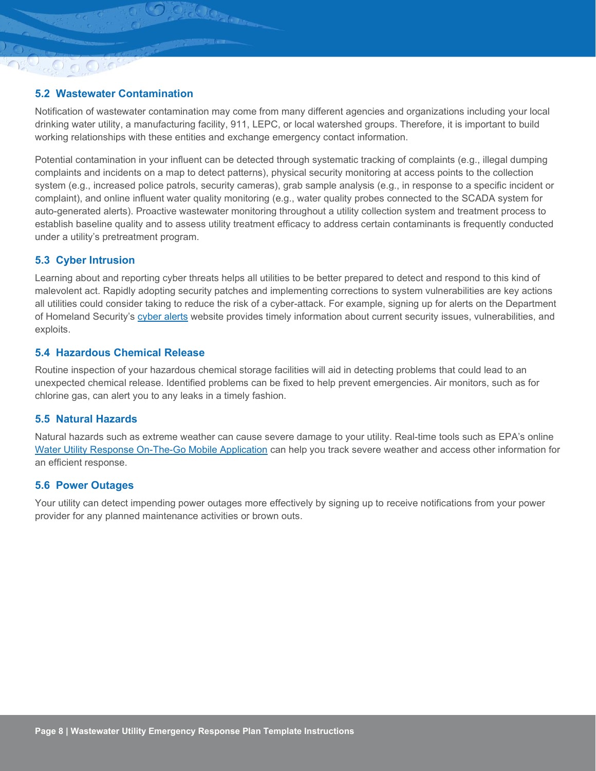## 5.2 Wastewater Contamination

Notification of wastewater contamination may come from many different agencies and organizations including your local drinking water utility, a manufacturing facility, 911, LEPC, or local watershed groups. Therefore, it is important to build working relationships with these entities and exchange emergency contact information.

Potential contamination in your influent can be detected through systematic tracking of complaints (e.g., illegal dumping complaints and incidents on a map to detect patterns), physical security monitoring at access points to the collection system (e.g., increased police patrols, security cameras), grab sample analysis (e.g., in response to a specific incident or complaint), and online influent water quality monitoring (e.g., water quality probes connected to the SCADA system for auto-generated alerts). Proactive wastewater monitoring throughout a utility collection system and treatment process to establish baseline quality and to assess utility treatment efficacy to address certain contaminants is frequently conducted under a utility's pretreatment program.

## 5.3 Cyber Intrusion

Learning about and reporting cyber threats helps all utilities to be better prepared to detect and respond to this kind of malevolent act. Rapidly adopting security patches and implementing corrections to system vulnerabilities are key actions all utilities could consider taking to reduce the risk of a cyber-attack. For example, signing up for alerts on the Department of Homeland Security's cyber alerts website provides timely information about current security issues, vulnerabilities, and exploits.

## 5.4 Hazardous Chemical Release

Routine inspection of your hazardous chemical storage facilities will aid in detecting problems that could lead to an unexpected chemical release. Identified problems can be fixed to help prevent emergencies. Air monitors, such as for chlorine gas, can alert you to any leaks in a timely fashion.

## 5.5 Natural Hazards

Natural hazards such as extreme weather can cause severe damage to your utility. Real-time tools such as EPA's online Water Utility Response On-The-Go Mobile Application can help you track severe weather and access other information for an efficient response.

## 5.6 Power Outages

Your utility can detect impending power outages more effectively by signing up to receive notifications from your power provider for any planned maintenance activities or brown outs.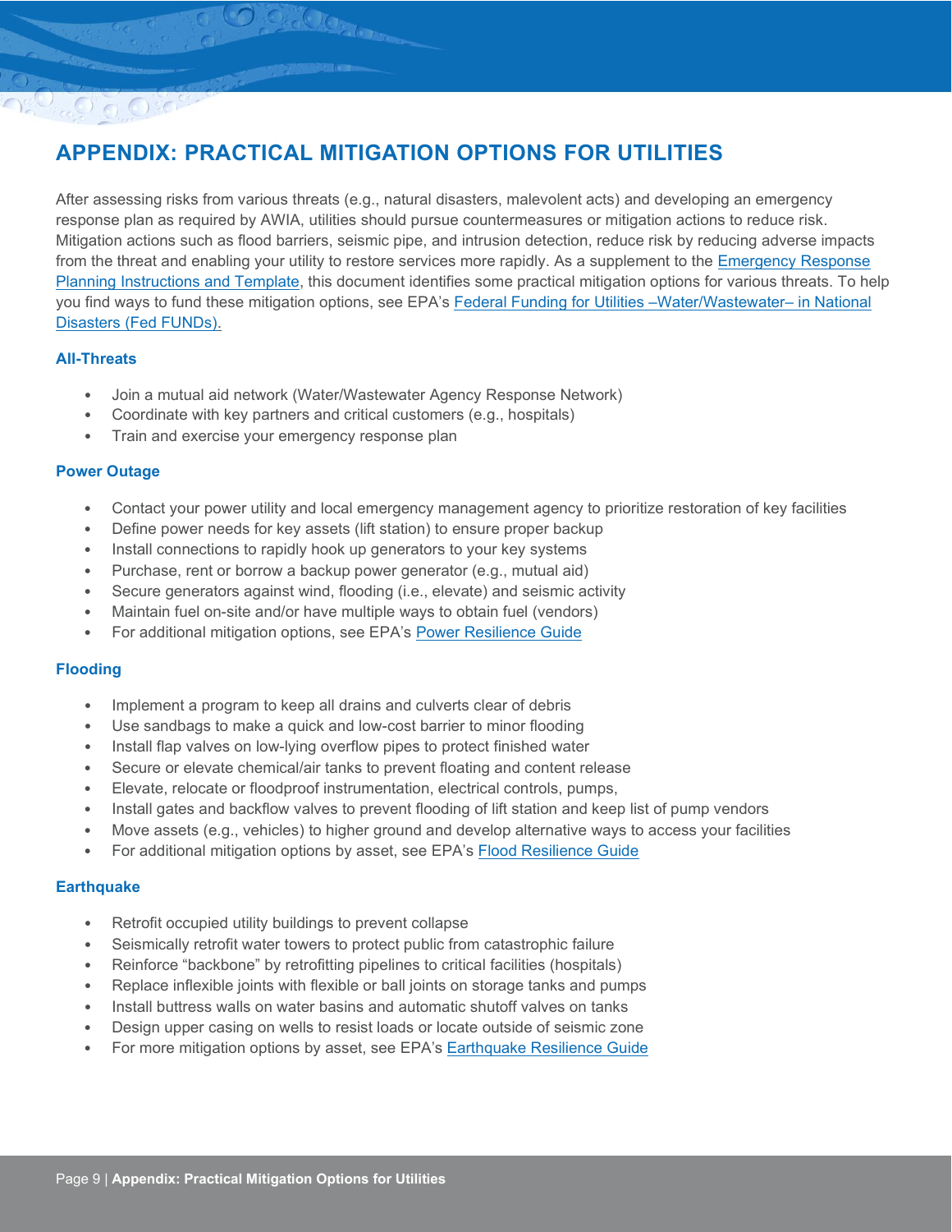# APPENDIX: PRACTICAL MITIGATION OPTIONS FOR UTILITIES

After assessing risks from various threats (e.g., natural disasters, malevolent acts) and developing an emergency response plan as required by AWIA, utilities should pursue countermeasures or mitigation actions to reduce risk. Mitigation actions such as flood barriers, seismic pipe, and intrusion detection, reduce risk by reducing adverse impacts from the threat and enabling your utility to restore services more rapidly. As a supplement to the Emergency Response Planning Instructions and Template, this document identifies some practical mitigation options for various threats. To help you find ways to fund these mitigation options, see EPA's Federal Funding for Utilities –Water/Wastewater– in National Disasters (Fed FUNDs).

### All-Threats

- Join a mutual aid network (Water/Wastewater Agency Response Network)
- Coordinate with key partners and critical customers (e.g., hospitals)
- Train and exercise your emergency response plan

### Power Outage

- Contact your power utility and local emergency management agency to prioritize restoration of key facilities
- Define power needs for key assets (lift station) to ensure proper backup
- Install connections to rapidly hook up generators to your key systems
- Purchase, rent or borrow a backup power generator (e.g., mutual aid)
- Secure generators against wind, flooding (i.e., elevate) and seismic activity
- Maintain fuel on-site and/or have multiple ways to obtain fuel (vendors)
- For additional mitigation options, see EPA's Power Resilience Guide

### Flooding

- Implement a program to keep all drains and culverts clear of debris
- Use sandbags to make a quick and low-cost barrier to minor flooding
- Install flap valves on low-lying overflow pipes to protect finished water
- Secure or elevate chemical/air tanks to prevent floating and content release
- Elevate, relocate or floodproof instrumentation, electrical controls, pumps,
- Install gates and backflow valves to prevent flooding of lift station and keep list of pump vendors
- Move assets (e.g., vehicles) to higher ground and develop alternative ways to access your facilities
- For additional mitigation options by asset, see EPA's Flood Resilience Guide

### Earthquake

- Retrofit occupied utility buildings to prevent collapse
- Seismically retrofit water towers to protect public from catastrophic failure
- Reinforce "backbone" by retrofitting pipelines to critical facilities (hospitals)
- Replace inflexible joints with flexible or ball joints on storage tanks and pumps
- Install buttress walls on water basins and automatic shutoff valves on tanks
- Design upper casing on wells to resist loads or locate outside of seismic zone
- For more mitigation options by asset, see EPA's Earthquake Resilience Guide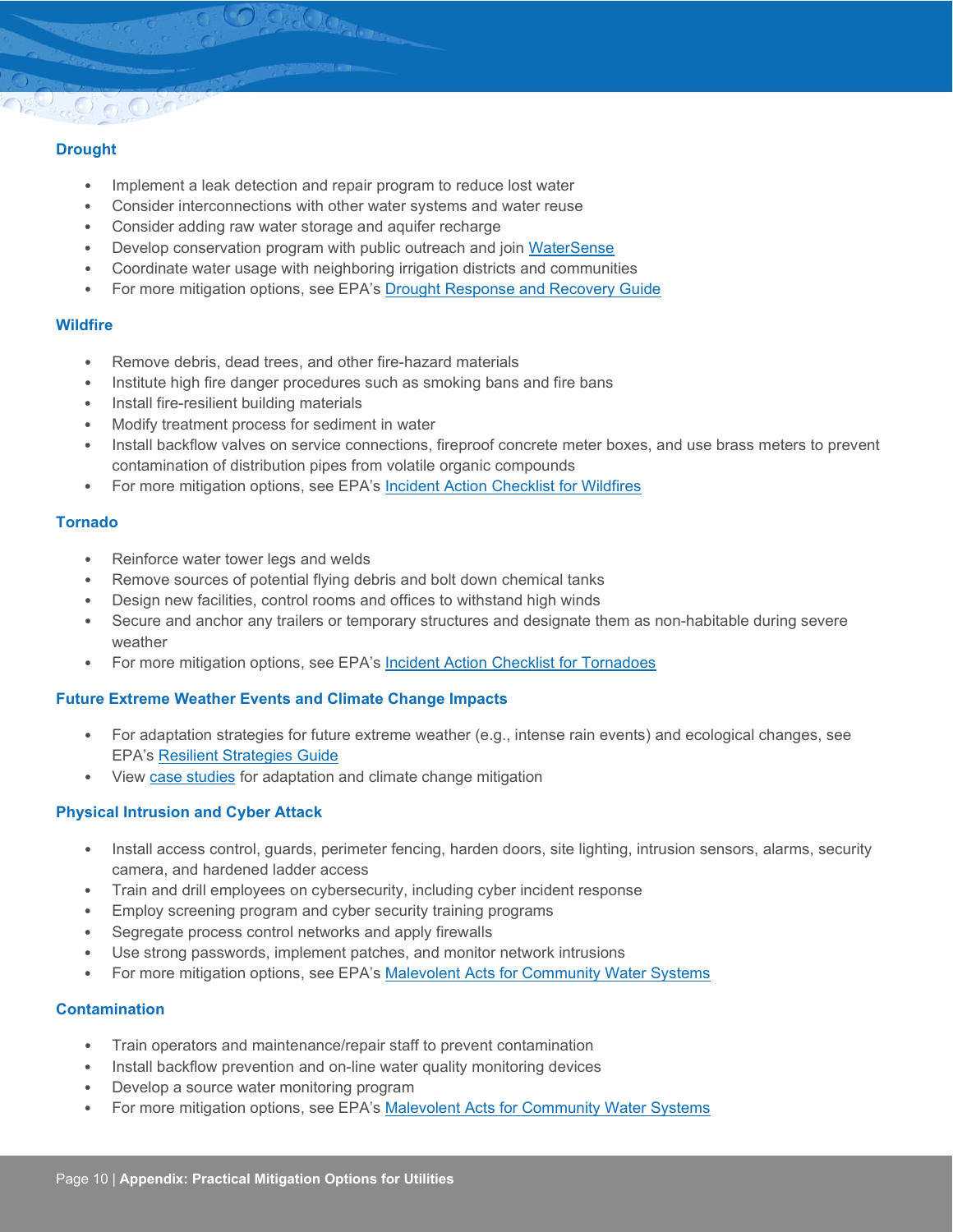### Drought

- Implement a leak detection and repair program to reduce lost water
- Consider interconnections with other water systems and water reuse
- Consider adding raw water storage and aquifer recharge
- Develop conservation program with public outreach and join WaterSense
- Coordinate water usage with neighboring irrigation districts and communities
- For more mitigation options, see EPA's Drought Response and Recovery Guide

### Wildfire

- Remove debris, dead trees, and other fire-hazard materials
- Institute high fire danger procedures such as smoking bans and fire bans
- Install fire-resilient building materials
- Modify treatment process for sediment in water
- Install backflow valves on service connections, fireproof concrete meter boxes, and use brass meters to prevent contamination of distribution pipes from volatile organic compounds
- For more mitigation options, see EPA's Incident Action Checklist for Wildfires

### Tornado

- Reinforce water tower legs and welds
- Remove sources of potential flying debris and bolt down chemical tanks
- Design new facilities, control rooms and offices to withstand high winds
- Secure and anchor any trailers or temporary structures and designate them as non-habitable during severe weather
- For more mitigation options, see EPA's Incident Action Checklist for Tornadoes

### Future Extreme Weather Events and Climate Change Impacts

- For adaptation strategies for future extreme weather (e.g., intense rain events) and ecological changes, see EPA's Resilient Strategies Guide
- View case studies for adaptation and climate change mitigation

### Physical Intrusion and Cyber Attack

- Install access control, guards, perimeter fencing, harden doors, site lighting, intrusion sensors, alarms, security camera, and hardened ladder access
- Train and drill employees on cybersecurity, including cyber incident response
- Employ screening program and cyber security training programs
- Segregate process control networks and apply firewalls
- Use strong passwords, implement patches, and monitor network intrusions
- For more mitigation options, see EPA's Malevolent Acts for Community Water Systems

### Contamination

- Train operators and maintenance/repair staff to prevent contamination
- Install backflow prevention and on-line water quality monitoring devices
- Develop a source water monitoring program
- For more mitigation options, see EPA's Malevolent Acts for Community Water Systems